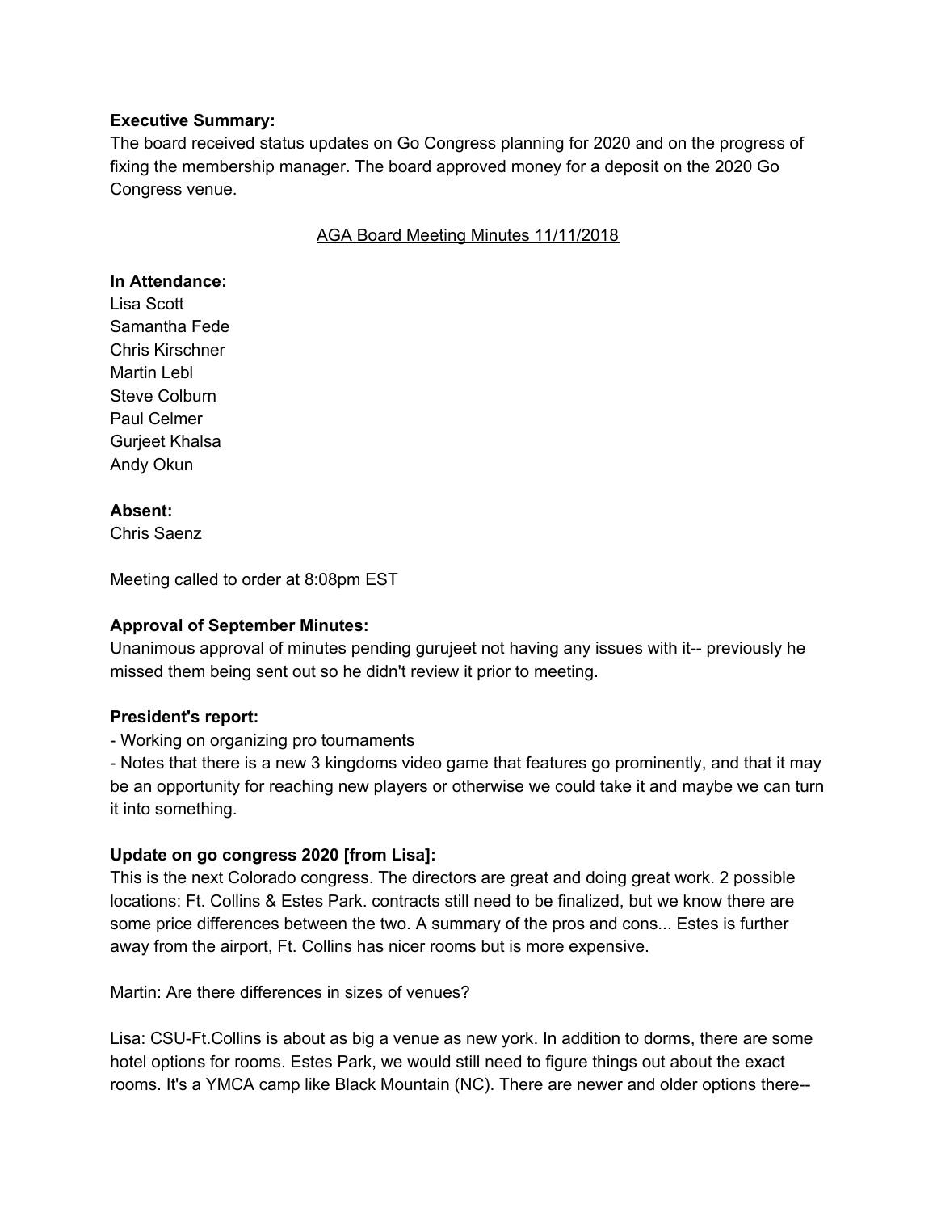**Executive Summary:**
The board received status updates on Go Congress planning for 2020 and on the progress of fixing the membership manager. The board approved money for a deposit on the 2020 Go Congress venue.

<u>AGA Board Meeting Minutes 11/11/2018</u>

**In Attendance:**
Lisa Scott
Samantha Fede
Chris Kirschner
Martin Lebl
Steve Colburn
Paul Celmer
Gurjeet Khalsa
Andy Okun

**Absent:**
Chris Saenz

Meeting called to order at 8:08pm EST

**Approval of September Minutes:**
Unanimous approval of minutes pending gurujeet not having any issues with it-- previously he missed them being sent out so he didn't review it prior to meeting.

**President's report:**
- Working on organizing pro tournaments
- Notes that there is a new 3 kingdoms video game that features go prominently, and that it may be an opportunity for reaching new players or otherwise we could take it and maybe we can turn it into something.

**Update on go congress 2020 [from Lisa]:**
This is the next Colorado congress. The directors are great and doing great work. 2 possible locations: Ft. Collins & Estes Park. contracts still need to be finalized, but we know there are some price differences between the two. A summary of the pros and cons... Estes is further away from the airport, Ft. Collins has nicer rooms but is more expensive.

Martin: Are there differences in sizes of venues?

Lisa: CSU-Ft.Collins is about as big a venue as new york. In addition to dorms, there are some hotel options for rooms. Estes Park, we would still need to figure things out about the exact rooms. It's a YMCA camp like Black Mountain (NC). There are newer and older options there--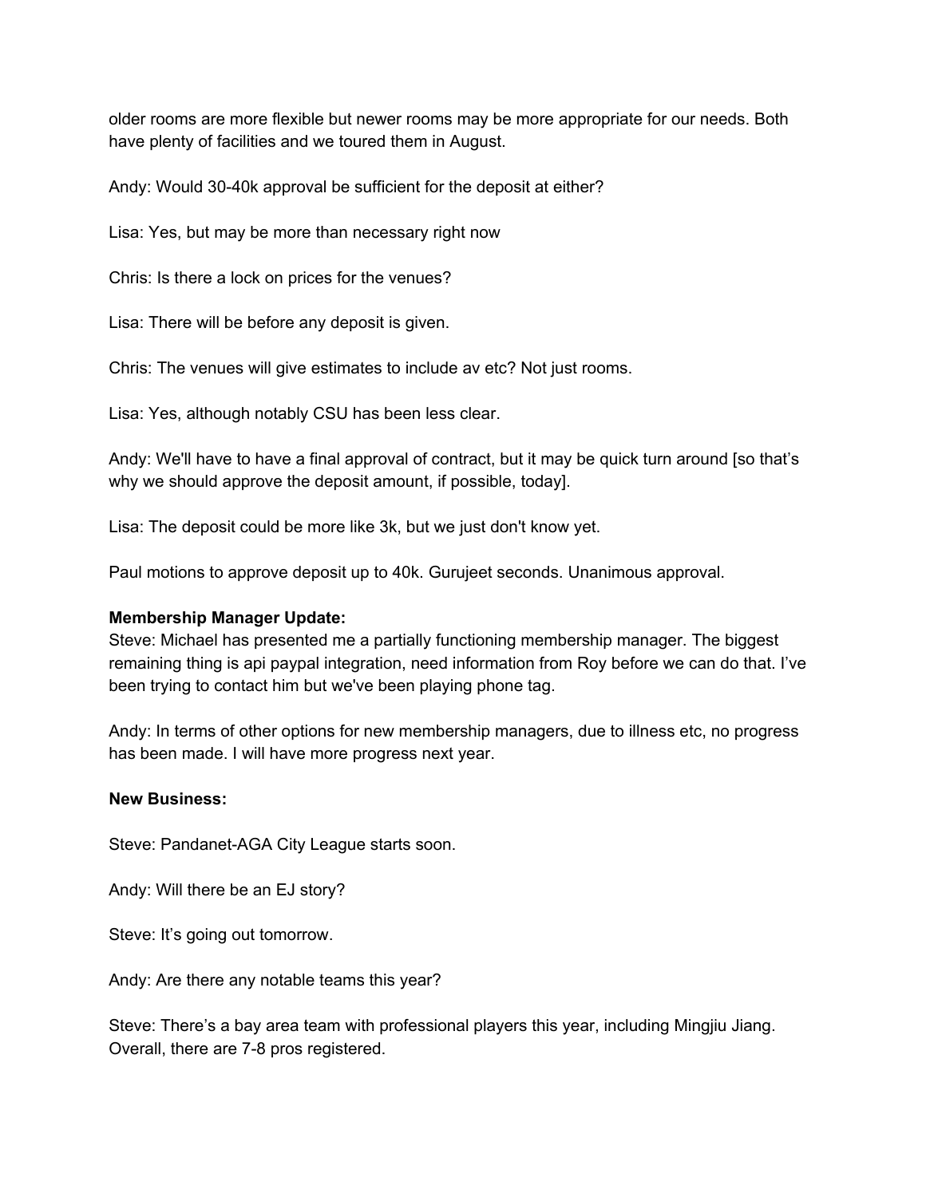older rooms are more flexible but newer rooms may be more appropriate for our needs. Both have plenty of facilities and we toured them in August.

Andy: Would 30-40k approval be sufficient for the deposit at either?

Lisa: Yes, but may be more than necessary right now

Chris: Is there a lock on prices for the venues?

Lisa: There will be before any deposit is given.

Chris: The venues will give estimates to include av etc? Not just rooms.

Lisa: Yes, although notably CSU has been less clear.

Andy: We'll have to have a final approval of contract, but it may be quick turn around [so that’s why we should approve the deposit amount, if possible, today].

Lisa: The deposit could be more like 3k, but we just don't know yet.

Paul motions to approve deposit up to 40k. Gurujeet seconds. Unanimous approval.

**Membership Manager Update:**

Steve: Michael has presented me a partially functioning membership manager. The biggest remaining thing is api paypal integration, need information from Roy before we can do that. I’ve been trying to contact him but we've been playing phone tag.

Andy: In terms of other options for new membership managers, due to illness etc, no progress has been made. I will have more progress next year.

**New Business:**

Steve: Pandanet-AGA City League starts soon.

Andy: Will there be an EJ story?

Steve: It’s going out tomorrow.

Andy: Are there any notable teams this year?

Steve: There’s a bay area team with professional players this year, including Mingjiu Jiang. Overall, there are 7-8 pros registered.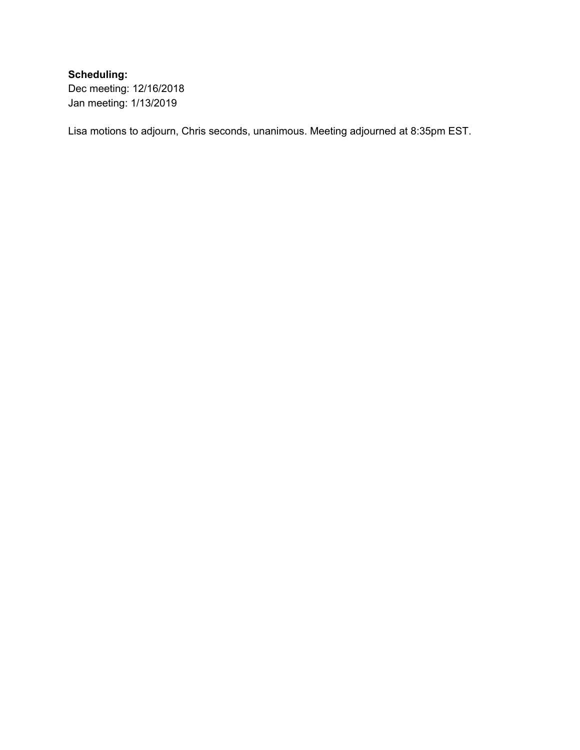**Scheduling:**
Dec meeting: 12/16/2018
Jan meeting: 1/13/2019

Lisa motions to adjourn, Chris seconds, unanimous. Meeting adjourned at 8:35pm EST.